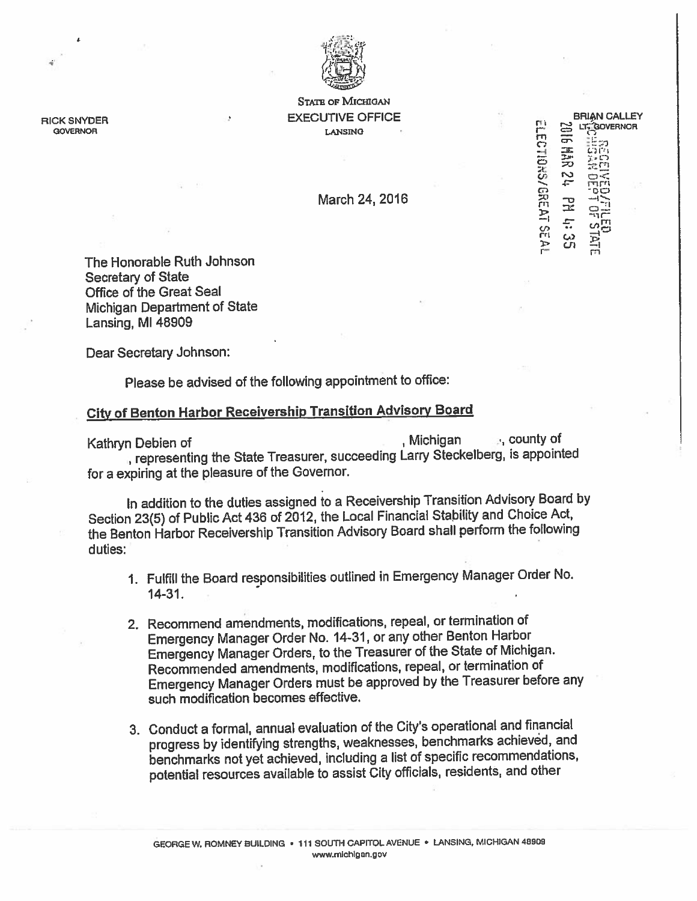RICK SNYDER
GOVERNOR

STATE OF MICHIGAN
EXECUTIVE OFFICE
LANSING

BRIAN CALLEY
LT. GOVERNOR

RECEIVED/FILED
MICHIGAN DEPT OF STATE
2016 MAR 24 PM 4:35
ELECTIONS/GREAT SEAL

March 24, 2016

The Honorable Ruth Johnson
Secretary of State
Office of the Great Seal
Michigan Department of State
Lansing, MI 48909

Dear Secretary Johnson:

Please be advised of the following appointment to office:

**City of Benton Harbor Receivership Transition Advisory Board**

Kathryn Debien of , Michigan , county of , representing the State Treasurer, succeeding Larry Steckelberg, is appointed for a expiring at the pleasure of the Governor.

In addition to the duties assigned to a Receivership Transition Advisory Board by Section 23(5) of Public Act 436 of 2012, the Local Financial Stability and Choice Act, the Benton Harbor Receivership Transition Advisory Board shall perform the following duties:

1. Fulfill the Board responsibilities outlined in Emergency Manager Order No. 14-31.
2. Recommend amendments, modifications, repeal, or termination of Emergency Manager Order No. 14-31, or any other Benton Harbor Emergency Manager Orders, to the Treasurer of the State of Michigan. Recommended amendments, modifications, repeal, or termination of Emergency Manager Orders must be approved by the Treasurer before any such modification becomes effective.
3. Conduct a formal, annual evaluation of the City's operational and financial progress by identifying strengths, weaknesses, benchmarks achieved, and benchmarks not yet achieved, including a list of specific recommendations, potential resources available to assist City officials, residents, and other

GEORGE W. ROMNEY BUILDING • 111 SOUTH CAPITOL AVENUE • LANSING, MICHIGAN 48909
www.michigan.gov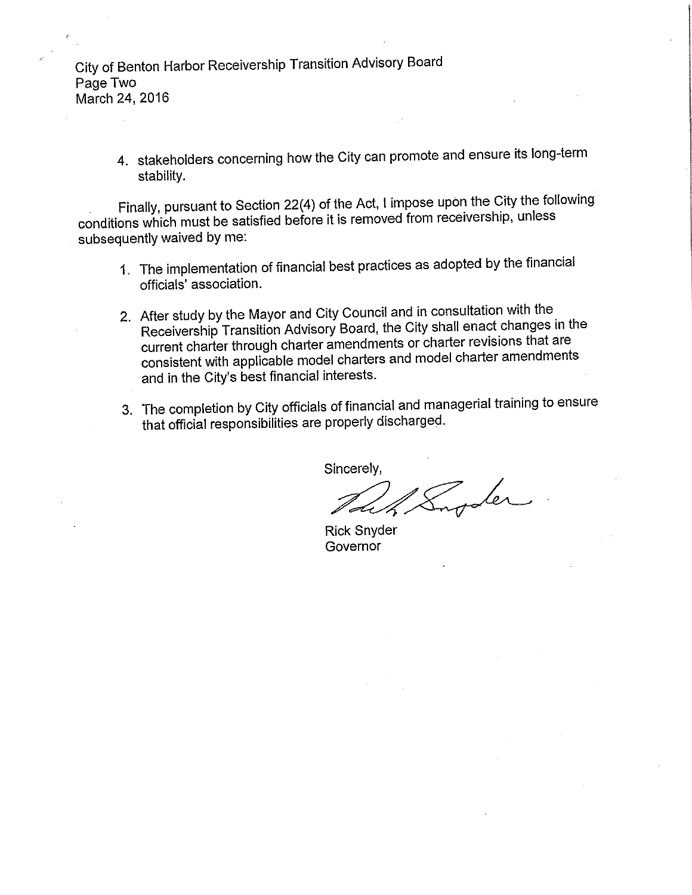4. stakeholders concerning how the City can promote and ensure its long-term stability.

Finally, pursuant to Section 22(4) of the Act, I impose upon the City the following conditions which must be satisfied before it is removed from receivership, unless subsequently waived by me:

1. The implementation of financial best practices as adopted by the financial officials' association.

2. After study by the Mayor and City Council and in consultation with the Receivership Transition Advisory Board, the City shall enact changes in the current charter through charter amendments or charter revisions that are consistent with applicable model charters and model charter amendments and in the City's best financial interests.

3. The completion by City officials of financial and managerial training to ensure that official responsibilities are properly discharged.

Sincerely,

Rick Snyder
Governor